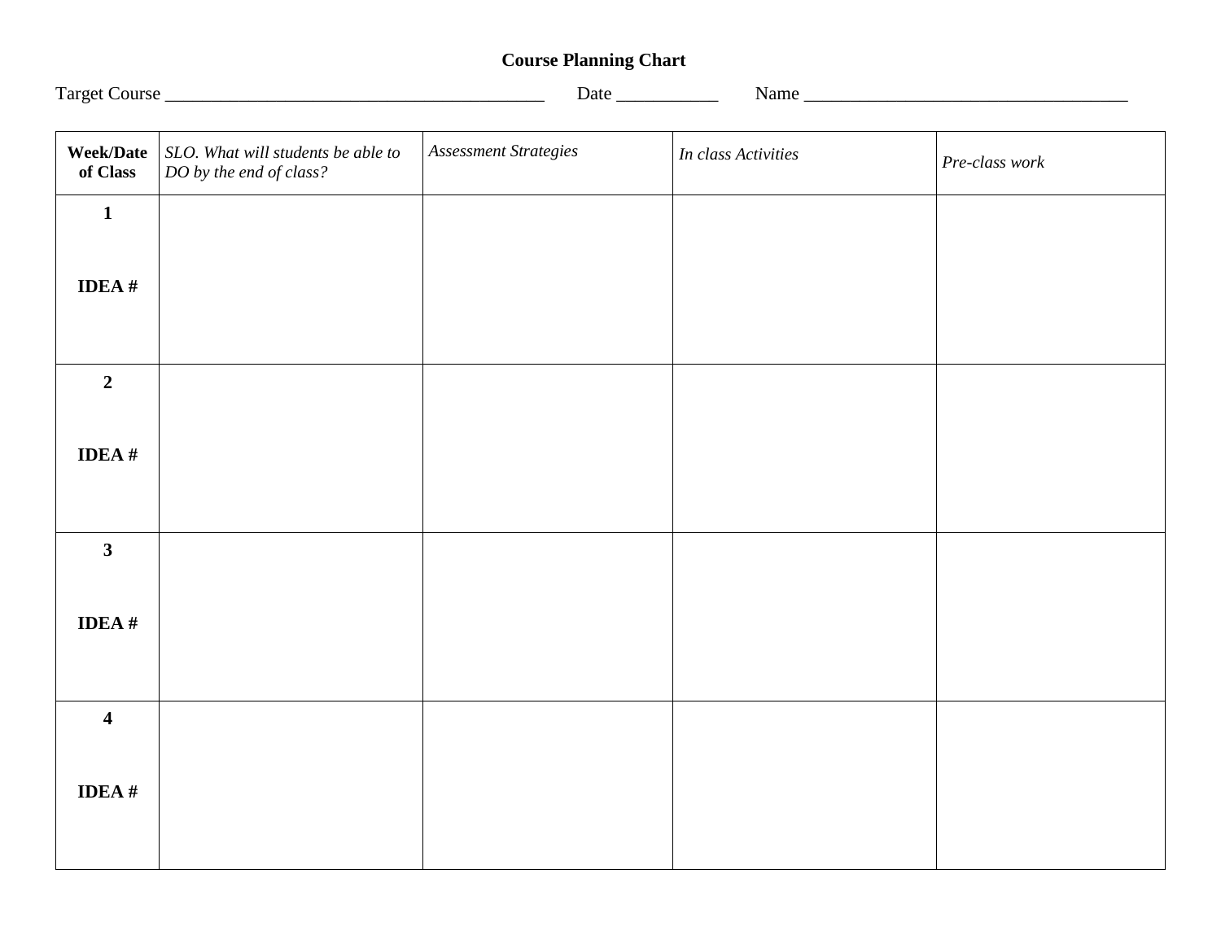**Course Planning Chart**

Target Course ________________________________________ Date ___________ Name ___________________________________

| **Week/Date of Class** | *SLO. What will students be able to DO by the end of class?* | *Assessment Strategies* | *In class Activities* | *Pre-class work* |
|---|---|---|---|---|
| **1**<br><br>**IDEA #** | | | | |
| **2**<br><br>**IDEA #** | | | | |
| **3**<br><br>**IDEA #** | | | | |
| **4**<br><br>**IDEA #** | | | | |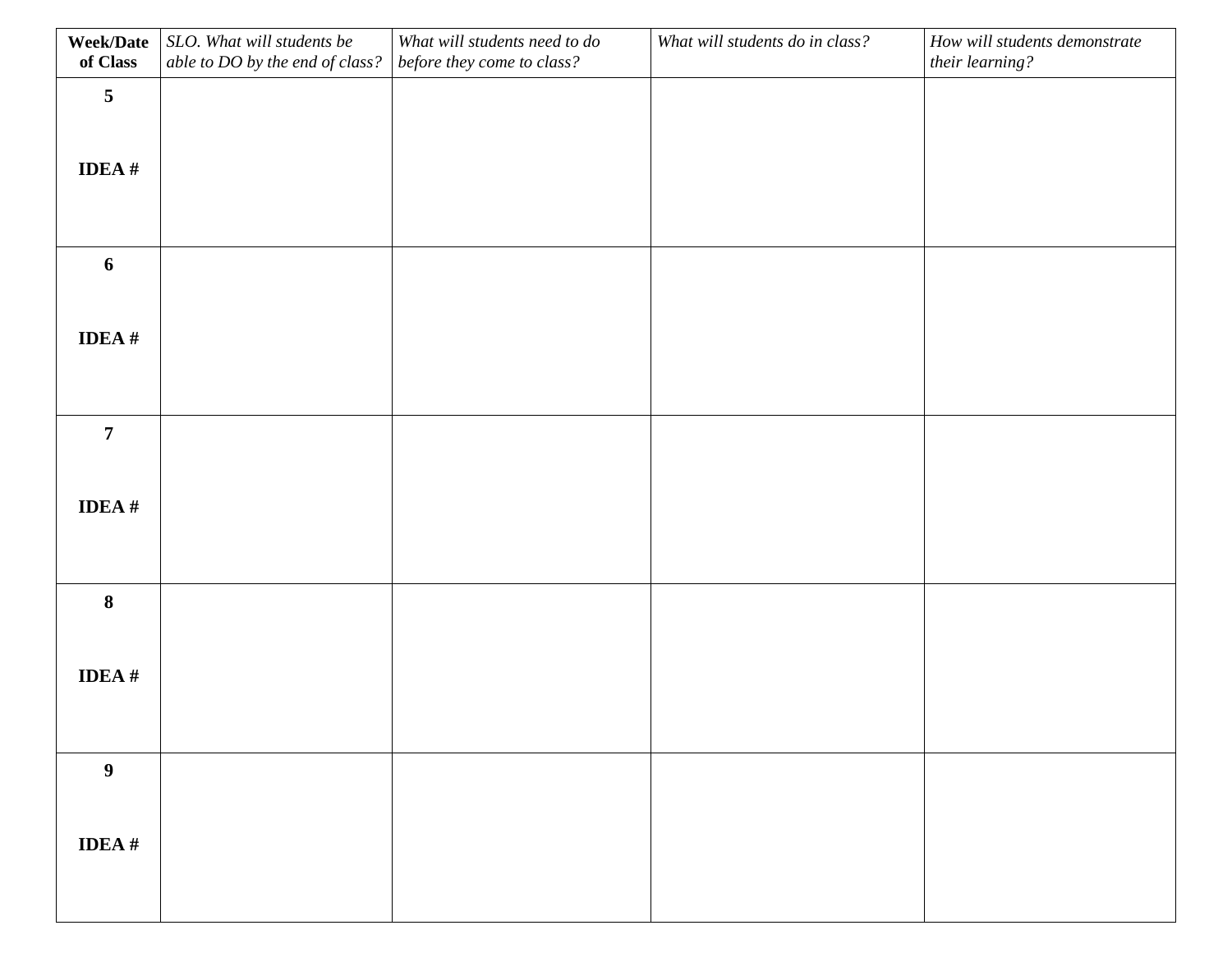| **Week/Date of Class** | *SLO. What will students be able to DO by the end of class?* | *What will students need to do before they come to class?* | *What will students do in class?* | *How will students demonstrate their learning?* |
|---|---|---|---|---|
| **5**<br><br>**IDEA #** | | | | |
| **6**<br><br>**IDEA #** | | | | |
| **7**<br><br>**IDEA #** | | | | |
| **8**<br><br>**IDEA #** | | | | |
| **9**<br><br>**IDEA #** | | | | |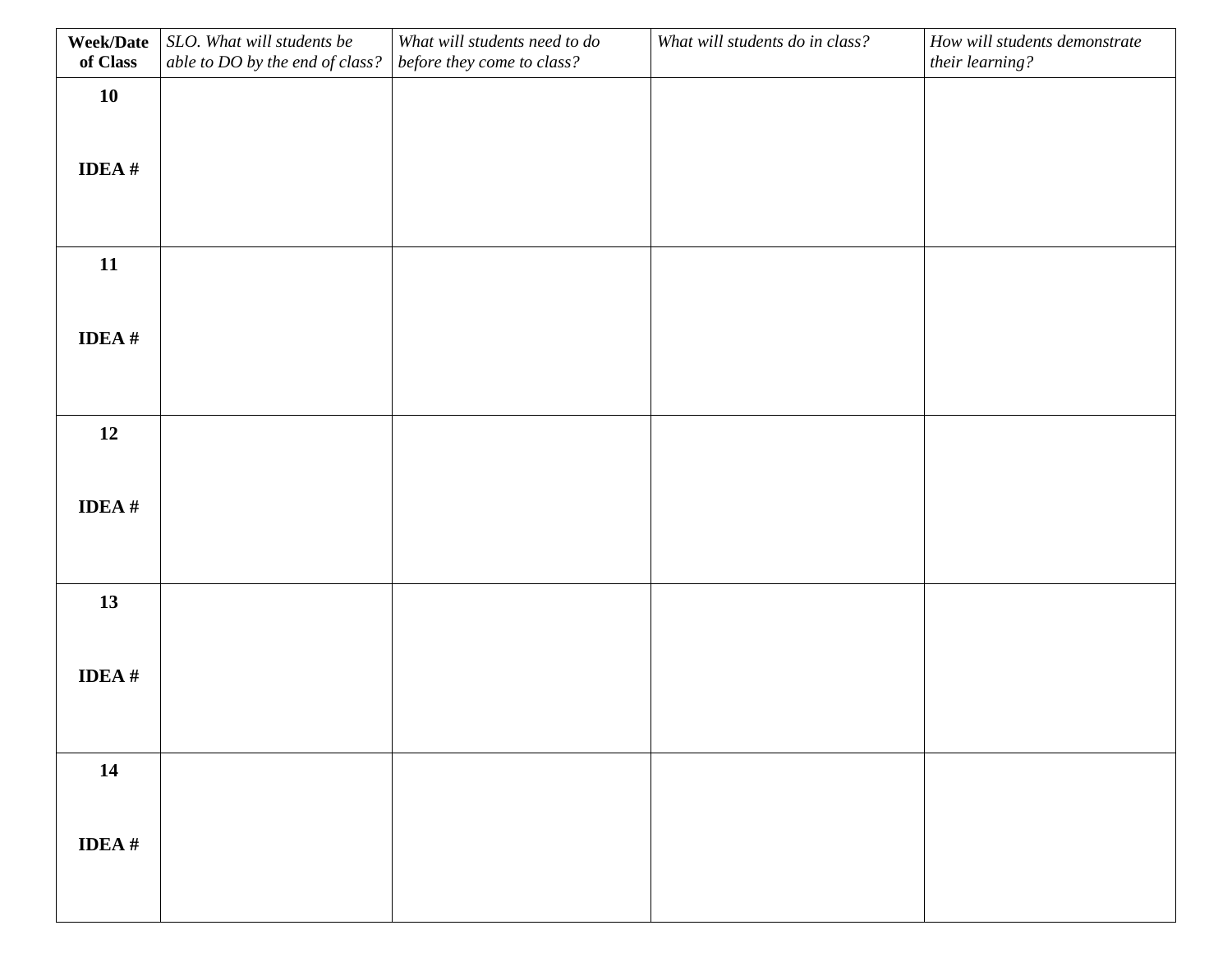| **Week/Date of Class** | *SLO. What will students be able to DO by the end of class?* | *What will students need to do before they come to class?* | *What will students do in class?* | *How will students demonstrate their learning?* |
|---|---|---|---|---|
| **10**<br><br>**IDEA #** | | | | |
| **11**<br><br>**IDEA #** | | | | |
| **12**<br><br>**IDEA #** | | | | |
| **13**<br><br>**IDEA #** | | | | |
| **14**<br><br>**IDEA #** | | | | |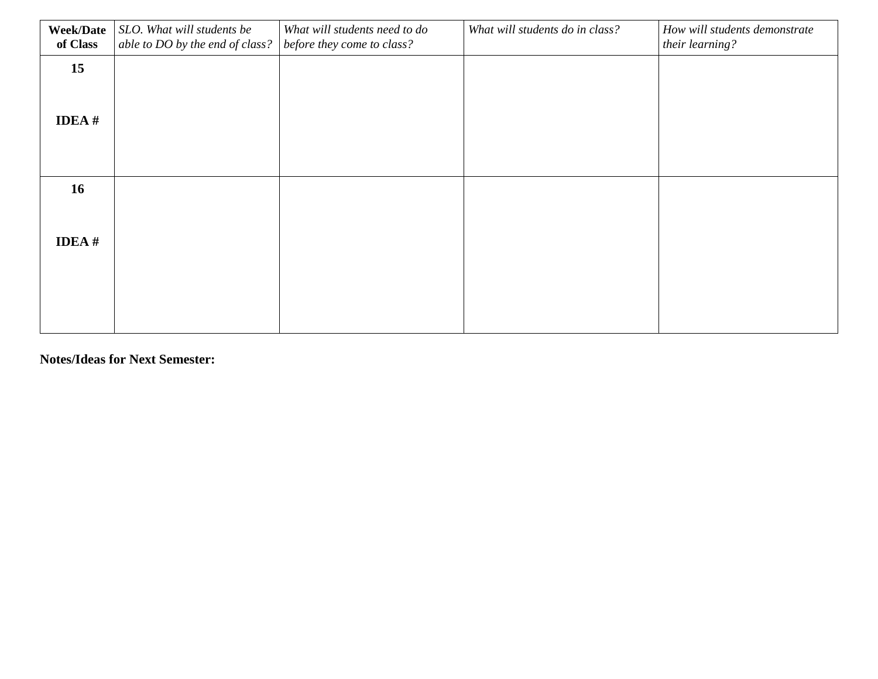| **Week/Date of Class** | *SLO. What will students be able to DO by the end of class?* | *What will students need to do before they come to class?* | *What will students do in class?* | *How will students demonstrate their learning?* |
|---|---|---|---|---|
| **15**<br><br>**IDEA #** | | | | |
| **16**<br><br>**IDEA #** | | | | |

**Notes/Ideas for Next Semester:**